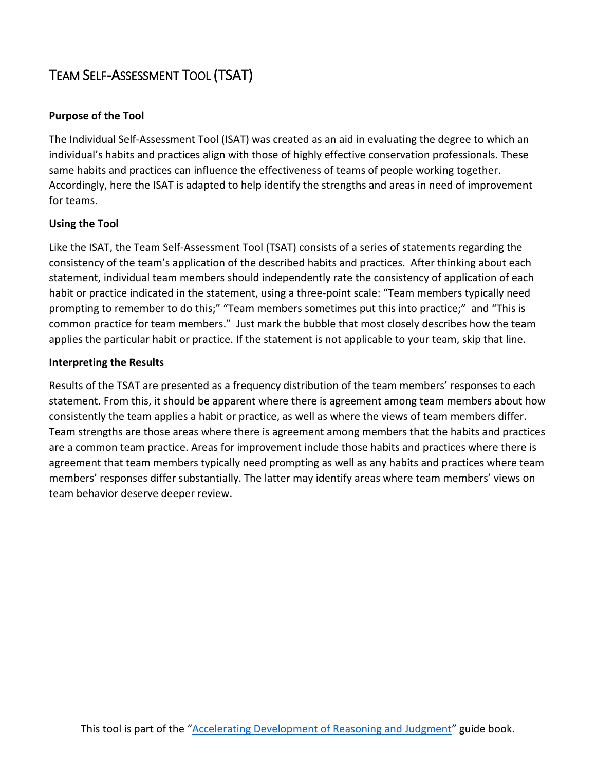# Team Self-Assessment Tool (TSAT)

**Purpose of the Tool**

The Individual Self-Assessment Tool (ISAT) was created as an aid in evaluating the degree to which an individual's habits and practices align with those of highly effective conservation professionals. These same habits and practices can influence the effectiveness of teams of people working together. Accordingly, here the ISAT is adapted to help identify the strengths and areas in need of improvement for teams.

**Using the Tool**

Like the ISAT, the Team Self-Assessment Tool (TSAT) consists of a series of statements regarding the consistency of the team's application of the described habits and practices. After thinking about each statement, individual team members should independently rate the consistency of application of each habit or practice indicated in the statement, using a three-point scale: "Team members typically need prompting to remember to do this;" "Team members sometimes put this into practice;" and "This is common practice for team members." Just mark the bubble that most closely describes how the team applies the particular habit or practice. If the statement is not applicable to your team, skip that line.

**Interpreting the Results**

Results of the TSAT are presented as a frequency distribution of the team members' responses to each statement. From this, it should be apparent where there is agreement among team members about how consistently the team applies a habit or practice, as well as where the views of team members differ. Team strengths are those areas where there is agreement among members that the habits and practices are a common team practice. Areas for improvement include those habits and practices where there is agreement that team members typically need prompting as well as any habits and practices where team members' responses differ substantially. The latter may identify areas where team members' views on team behavior deserve deeper review.

This tool is part of the "Accelerating Development of Reasoning and Judgment" guide book.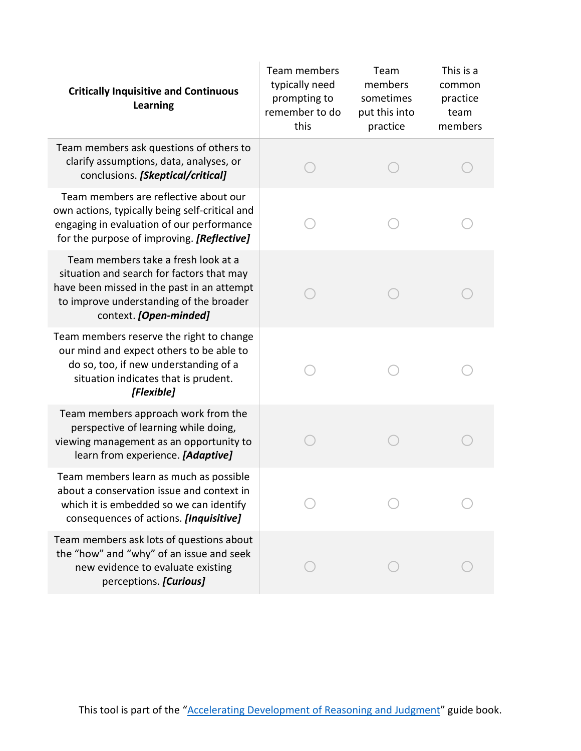| Critically Inquisitive and Continuous Learning | Team members typically need prompting to remember to do this | Team members sometimes put this into practice | This is a common practice team members |
|---|---|---|---|
| Team members ask questions of others to clarify assumptions, data, analyses, or conclusions. ***[Skeptical/critical]*** | ○ | ○ | ○ |
| Team members are reflective about our own actions, typically being self-critical and engaging in evaluation of our performance for the purpose of improving. ***[Reflective]*** | ○ | ○ | ○ |
| Team members take a fresh look at a situation and search for factors that may have been missed in the past in an attempt to improve understanding of the broader context. ***[Open-minded]*** | ○ | ○ | ○ |
| Team members reserve the right to change our mind and expect others to be able to do so, too, if new understanding of a situation indicates that is prudent. ***[Flexible]*** | ○ | ○ | ○ |
| Team members approach work from the perspective of learning while doing, viewing management as an opportunity to learn from experience. ***[Adaptive]*** | ○ | ○ | ○ |
| Team members learn as much as possible about a conservation issue and context in which it is embedded so we can identify consequences of actions. ***[Inquisitive]*** | ○ | ○ | ○ |
| Team members ask lots of questions about the "how" and "why" of an issue and seek new evidence to evaluate existing perceptions. ***[Curious]*** | ○ | ○ | ○ |

This tool is part of the "Accelerating Development of Reasoning and Judgment" guide book.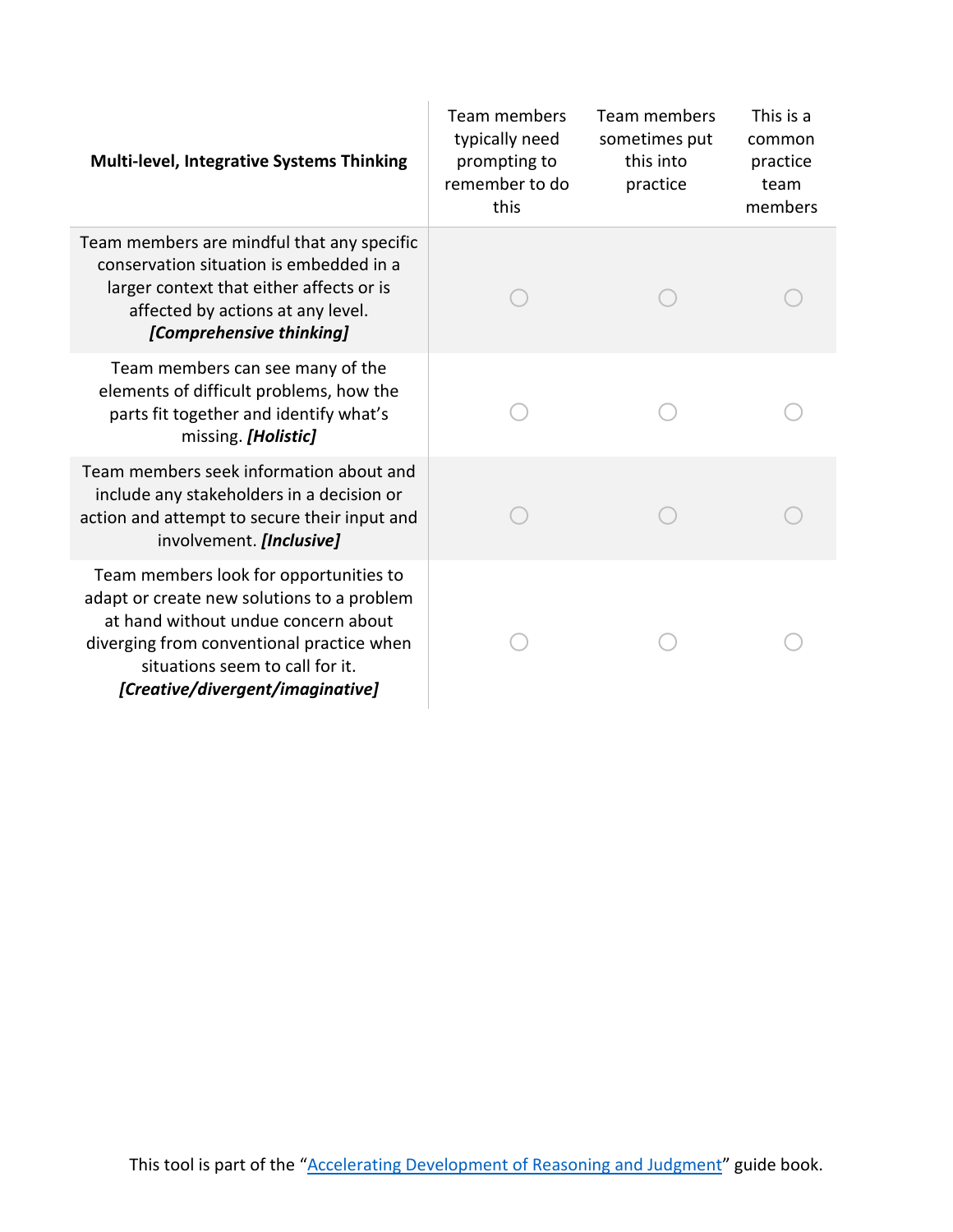| **Multi-level, Integrative Systems Thinking** | Team members typically need prompting to remember to do this | Team members sometimes put this into practice | This is a common practice team members |
|---|---|---|---|
| Team members are mindful that any specific conservation situation is embedded in a larger context that either affects or is affected by actions at any level. ***[Comprehensive thinking]*** | ○ | ○ | ○ |
| Team members can see many of the elements of difficult problems, how the parts fit together and identify what's missing. ***[Holistic]*** | ○ | ○ | ○ |
| Team members seek information about and include any stakeholders in a decision or action and attempt to secure their input and involvement. ***[Inclusive]*** | ○ | ○ | ○ |
| Team members look for opportunities to adapt or create new solutions to a problem at hand without undue concern about diverging from conventional practice when situations seem to call for it. ***[Creative/divergent/imaginative]*** | ○ | ○ | ○ |

This tool is part of the "Accelerating Development of Reasoning and Judgment" guide book.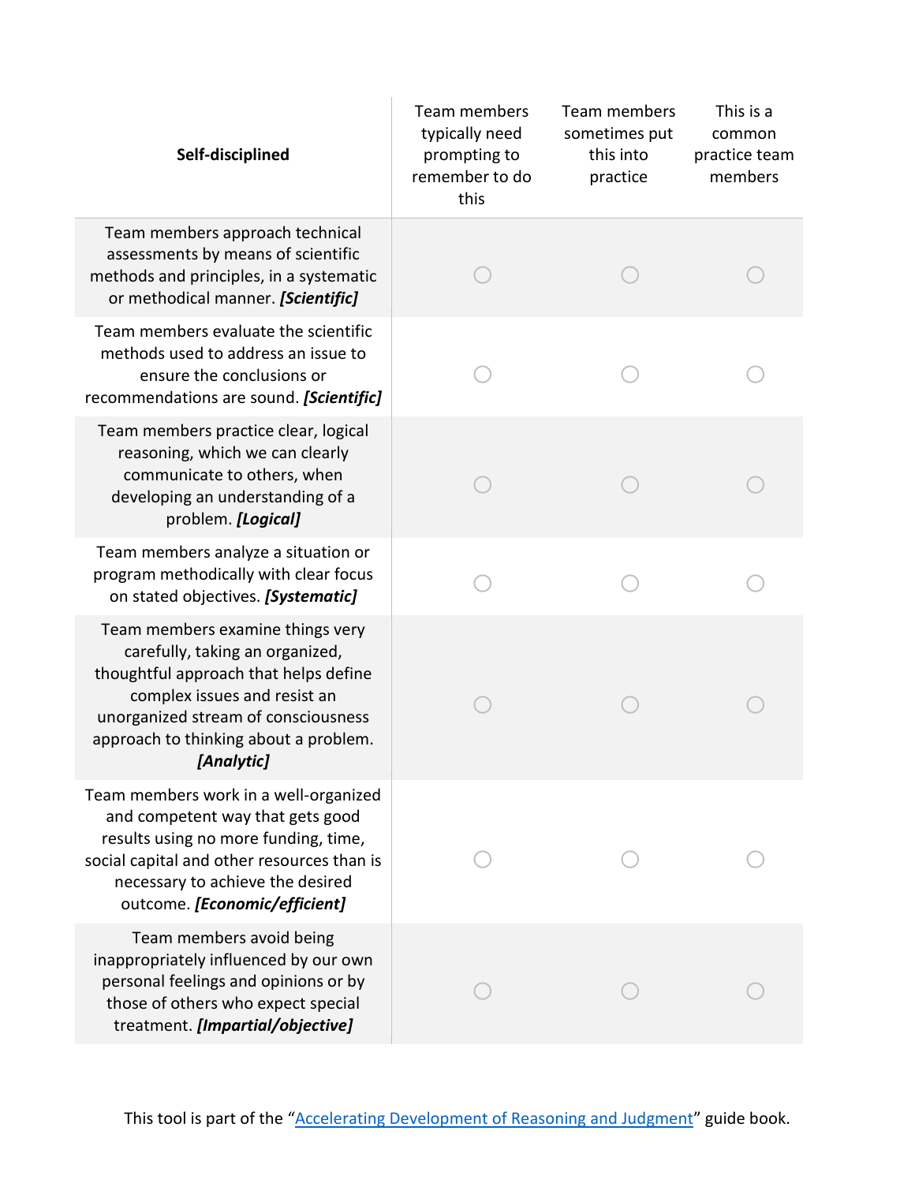| **Self-disciplined** | Team members typically need prompting to remember to do this | Team members sometimes put this into practice | This is a common practice team members |
|---|---|---|---|
| Team members approach technical assessments by means of scientific methods and principles, in a systematic or methodical manner. ***[Scientific]*** | ○ | ○ | ○ |
| Team members evaluate the scientific methods used to address an issue to ensure the conclusions or recommendations are sound. ***[Scientific]*** | ○ | ○ | ○ |
| Team members practice clear, logical reasoning, which we can clearly communicate to others, when developing an understanding of a problem. ***[Logical]*** | ○ | ○ | ○ |
| Team members analyze a situation or program methodically with clear focus on stated objectives. ***[Systematic]*** | ○ | ○ | ○ |
| Team members examine things very carefully, taking an organized, thoughtful approach that helps define complex issues and resist an unorganized stream of consciousness approach to thinking about a problem. ***[Analytic]*** | ○ | ○ | ○ |
| Team members work in a well-organized and competent way that gets good results using no more funding, time, social capital and other resources than is necessary to achieve the desired outcome. ***[Economic/efficient]*** | ○ | ○ | ○ |
| Team members avoid being inappropriately influenced by our own personal feelings and opinions or by those of others who expect special treatment. ***[Impartial/objective]*** | ○ | ○ | ○ |

This tool is part of the "Accelerating Development of Reasoning and Judgment" guide book.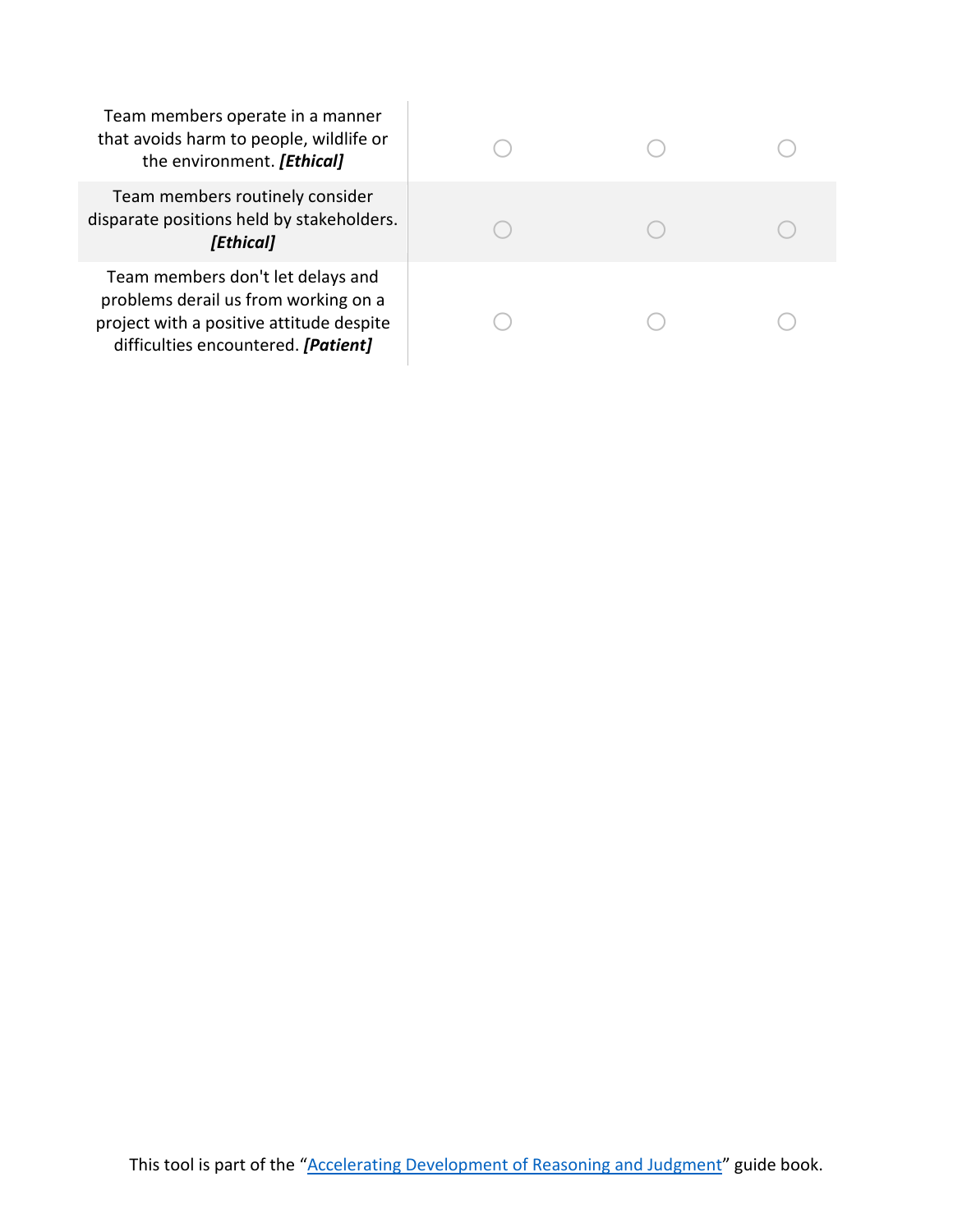| | | | |
|---|---|---|---|
| Team members operate in a manner that avoids harm to people, wildlife or the environment. ***[Ethical]*** | ○ | ○ | ○ |
| Team members routinely consider disparate positions held by stakeholders. ***[Ethical]*** | ○ | ○ | ○ |
| Team members don't let delays and problems derail us from working on a project with a positive attitude despite difficulties encountered. ***[Patient]*** | ○ | ○ | ○ |

This tool is part of the "Accelerating Development of Reasoning and Judgment" guide book.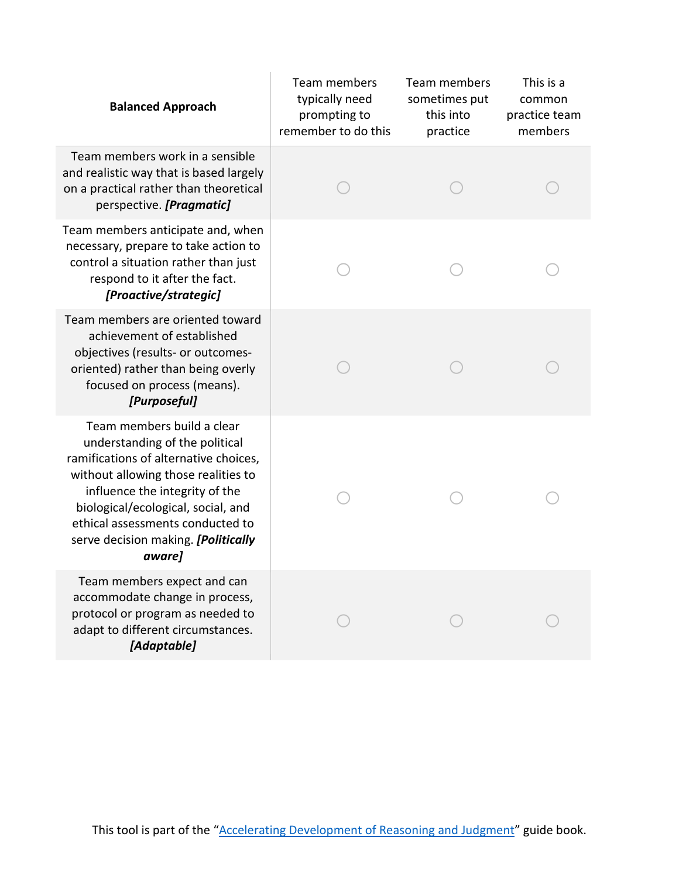| **Balanced Approach** | Team members typically need prompting to remember to do this | Team members sometimes put this into practice | This is a common practice team members |
|---|---|---|---|
| Team members work in a sensible and realistic way that is based largely on a practical rather than theoretical perspective. ***[Pragmatic]*** | ○ | ○ | ○ |
| Team members anticipate and, when necessary, prepare to take action to control a situation rather than just respond to it after the fact. ***[Proactive/strategic]*** | ○ | ○ | ○ |
| Team members are oriented toward achievement of established objectives (results- or outcomes-oriented) rather than being overly focused on process (means). ***[Purposeful]*** | ○ | ○ | ○ |
| Team members build a clear understanding of the political ramifications of alternative choices, without allowing those realities to influence the integrity of the biological/ecological, social, and ethical assessments conducted to serve decision making. ***[Politically aware]*** | ○ | ○ | ○ |
| Team members expect and can accommodate change in process, protocol or program as needed to adapt to different circumstances. ***[Adaptable]*** | ○ | ○ | ○ |

This tool is part of the "Accelerating Development of Reasoning and Judgment" guide book.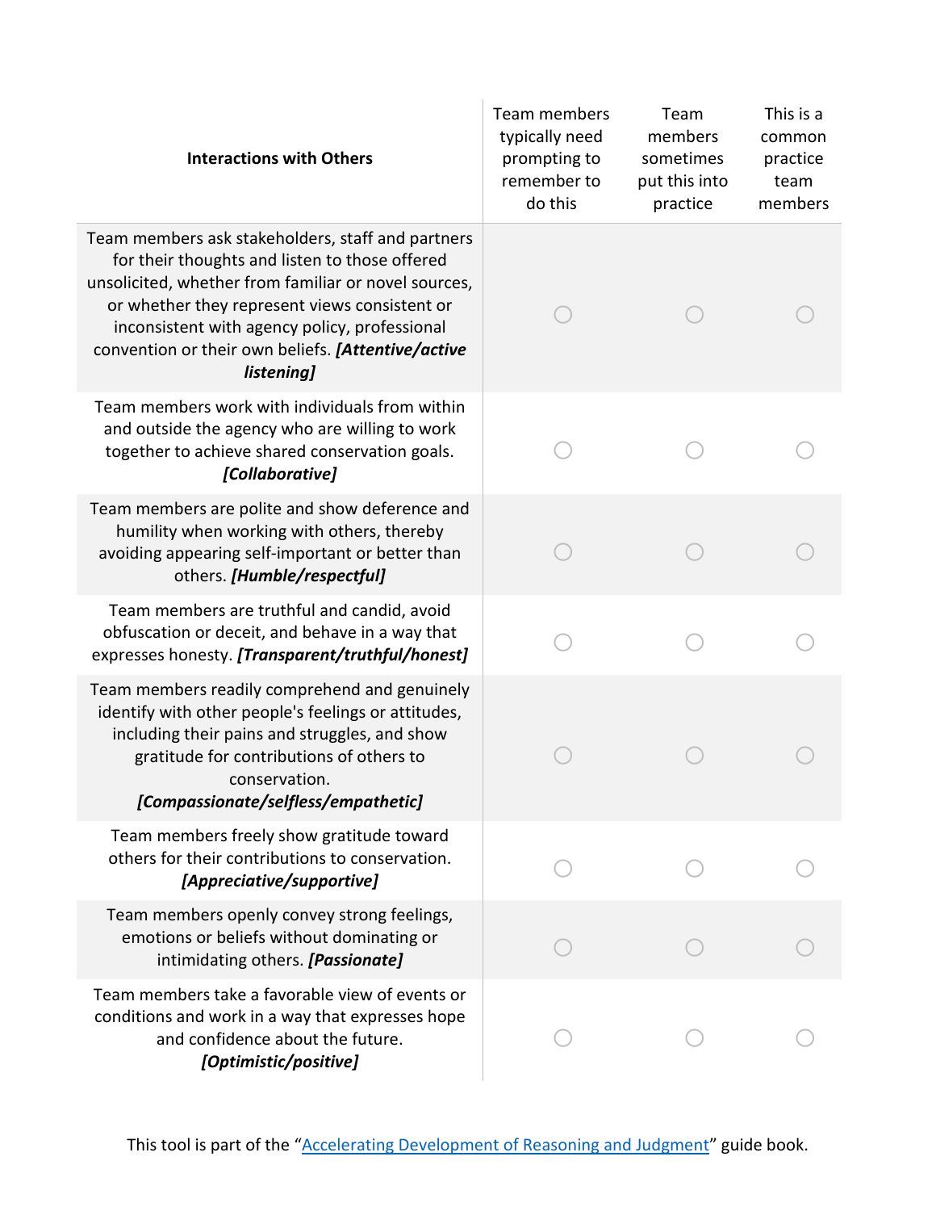| **Interactions with Others** | Team members typically need prompting to remember to do this | Team members sometimes put this into practice | This is a common practice team members |
|---|---|---|---|
| Team members ask stakeholders, staff and partners for their thoughts and listen to those offered unsolicited, whether from familiar or novel sources, or whether they represent views consistent or inconsistent with agency policy, professional convention or their own beliefs. ***[Attentive/active listening]*** | ○ | ○ | ○ |
| Team members work with individuals from within and outside the agency who are willing to work together to achieve shared conservation goals. ***[Collaborative]*** | ○ | ○ | ○ |
| Team members are polite and show deference and humility when working with others, thereby avoiding appearing self-important or better than others. ***[Humble/respectful]*** | ○ | ○ | ○ |
| Team members are truthful and candid, avoid obfuscation or deceit, and behave in a way that expresses honesty. ***[Transparent/truthful/honest]*** | ○ | ○ | ○ |
| Team members readily comprehend and genuinely identify with other people's feelings or attitudes, including their pains and struggles, and show gratitude for contributions of others to conservation. ***[Compassionate/selfless/empathetic]*** | ○ | ○ | ○ |
| Team members freely show gratitude toward others for their contributions to conservation. ***[Appreciative/supportive]*** | ○ | ○ | ○ |
| Team members openly convey strong feelings, emotions or beliefs without dominating or intimidating others. ***[Passionate]*** | ○ | ○ | ○ |
| Team members take a favorable view of events or conditions and work in a way that expresses hope and confidence about the future. ***[Optimistic/positive]*** | ○ | ○ | ○ |

This tool is part of the "Accelerating Development of Reasoning and Judgment" guide book.